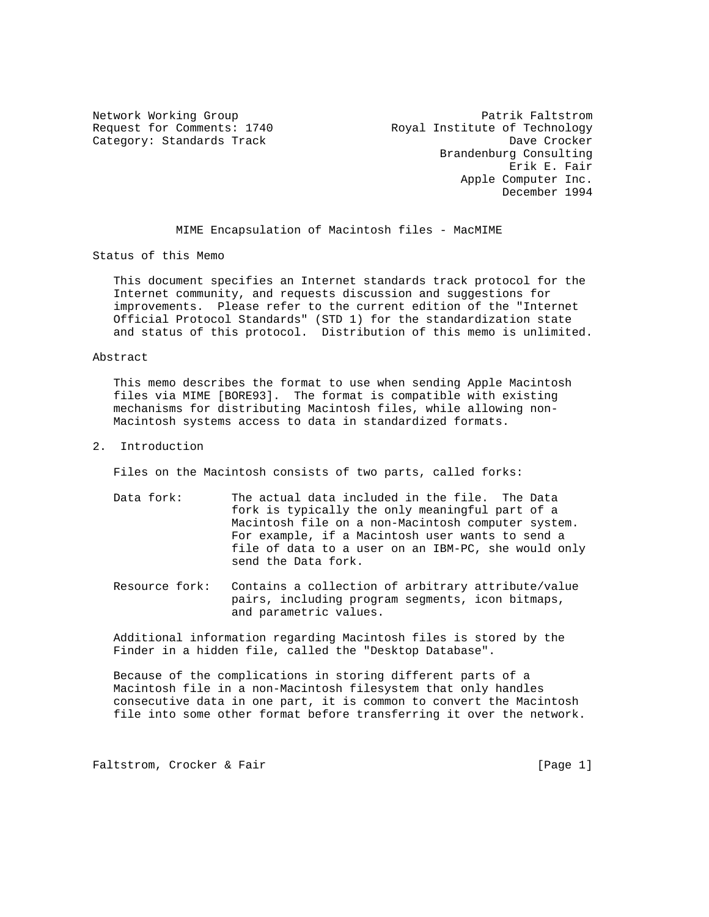Network Working Group — Patrik Faltstrom
Request for Comments: 1740 — Royal Institute of Technology
Category: Standards Track — Dave Crocker
Brandenburg Consulting
Erik E. Fair
Apple Computer Inc.
December 1994

# MIME Encapsulation of Macintosh files - MacMIME

## Status of this Memo

This document specifies an Internet standards track protocol for the Internet community, and requests discussion and suggestions for improvements. Please refer to the current edition of the "Internet Official Protocol Standards" (STD 1) for the standardization state and status of this protocol. Distribution of this memo is unlimited.

## Abstract

This memo describes the format to use when sending Apple Macintosh files via MIME [BORE93]. The format is compatible with existing mechanisms for distributing Macintosh files, while allowing non-Macintosh systems access to data in standardized formats.

## 2. Introduction

Files on the Macintosh consists of two parts, called forks:

- Data fork: The actual data included in the file. The Data fork is typically the only meaningful part of a Macintosh file on a non-Macintosh computer system. For example, if a Macintosh user wants to send a file of data to a user on an IBM-PC, she would only send the Data fork.

- Resource fork: Contains a collection of arbitrary attribute/value pairs, including program segments, icon bitmaps, and parametric values.

Additional information regarding Macintosh files is stored by the Finder in a hidden file, called the "Desktop Database".

Because of the complications in storing different parts of a Macintosh file in a non-Macintosh filesystem that only handles consecutive data in one part, it is common to convert the Macintosh file into some other format before transferring it over the network.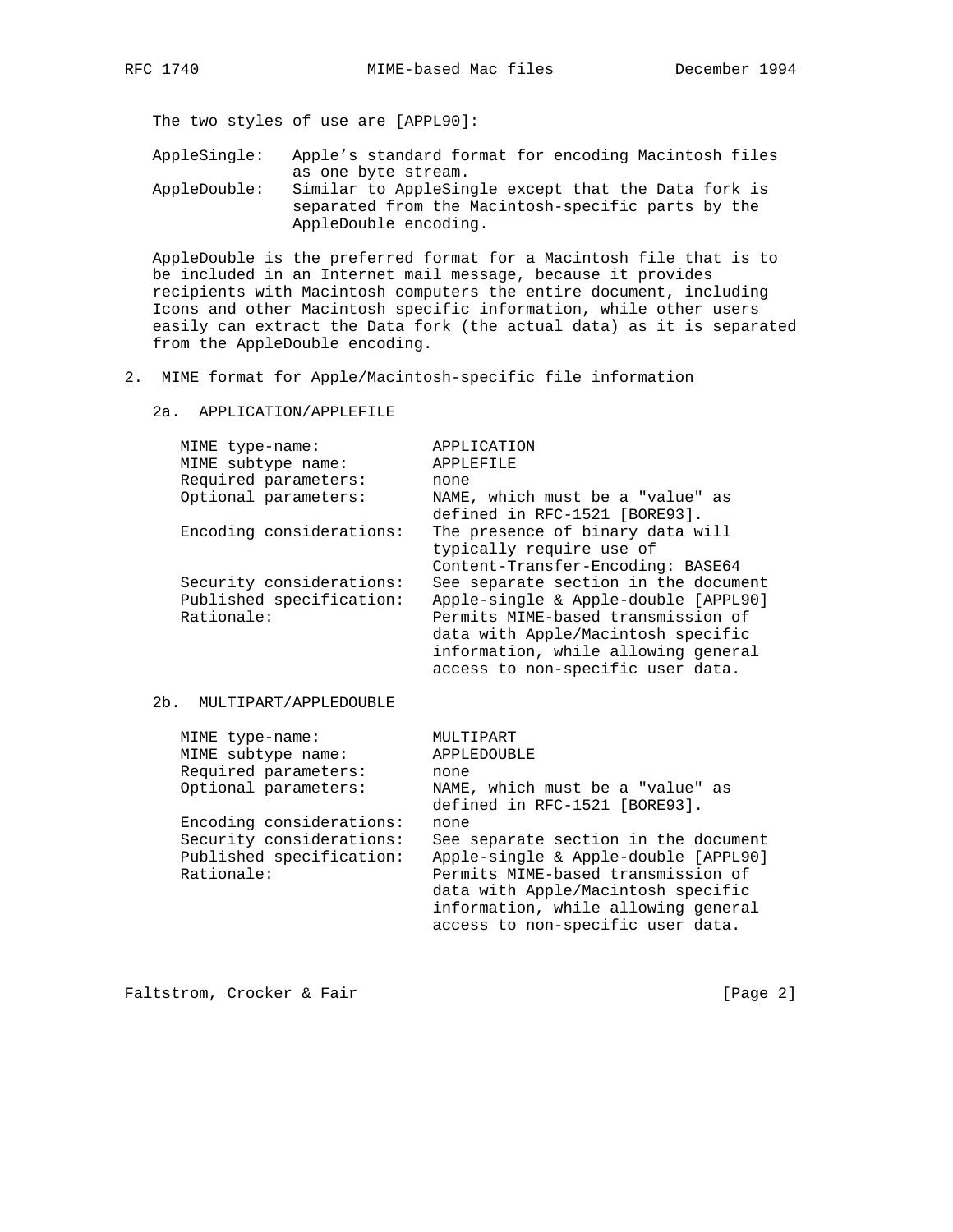The two styles of use are [APPL90]:

AppleSingle: Apple's standard format for encoding Macintosh files as one byte stream.

AppleDouble: Similar to AppleSingle except that the Data fork is separated from the Macintosh-specific parts by the AppleDouble encoding.

AppleDouble is the preferred format for a Macintosh file that is to be included in an Internet mail message, because it provides recipients with Macintosh computers the entire document, including Icons and other Macintosh specific information, while other users easily can extract the Data fork (the actual data) as it is separated from the AppleDouble encoding.

## 2. MIME format for Apple/Macintosh-specific file information

### 2a. APPLICATION/APPLEFILE

| | |
|---|---|
| MIME type-name: | APPLICATION |
| MIME subtype name: | APPLEFILE |
| Required parameters: | none |
| Optional parameters: | NAME, which must be a "value" as defined in RFC-1521 [BORE93]. |
| Encoding considerations: | The presence of binary data will typically require use of Content-Transfer-Encoding: BASE64 |
| Security considerations: | See separate section in the document |
| Published specification: | Apple-single & Apple-double [APPL90] |
| Rationale: | Permits MIME-based transmission of data with Apple/Macintosh specific information, while allowing general access to non-specific user data. |

### 2b. MULTIPART/APPLEDOUBLE

| | |
|---|---|
| MIME type-name: | MULTIPART |
| MIME subtype name: | APPLEDOUBLE |
| Required parameters: | none |
| Optional parameters: | NAME, which must be a "value" as defined in RFC-1521 [BORE93]. |
| Encoding considerations: | none |
| Security considerations: | See separate section in the document |
| Published specification: | Apple-single & Apple-double [APPL90] |
| Rationale: | Permits MIME-based transmission of data with Apple/Macintosh specific information, while allowing general access to non-specific user data. |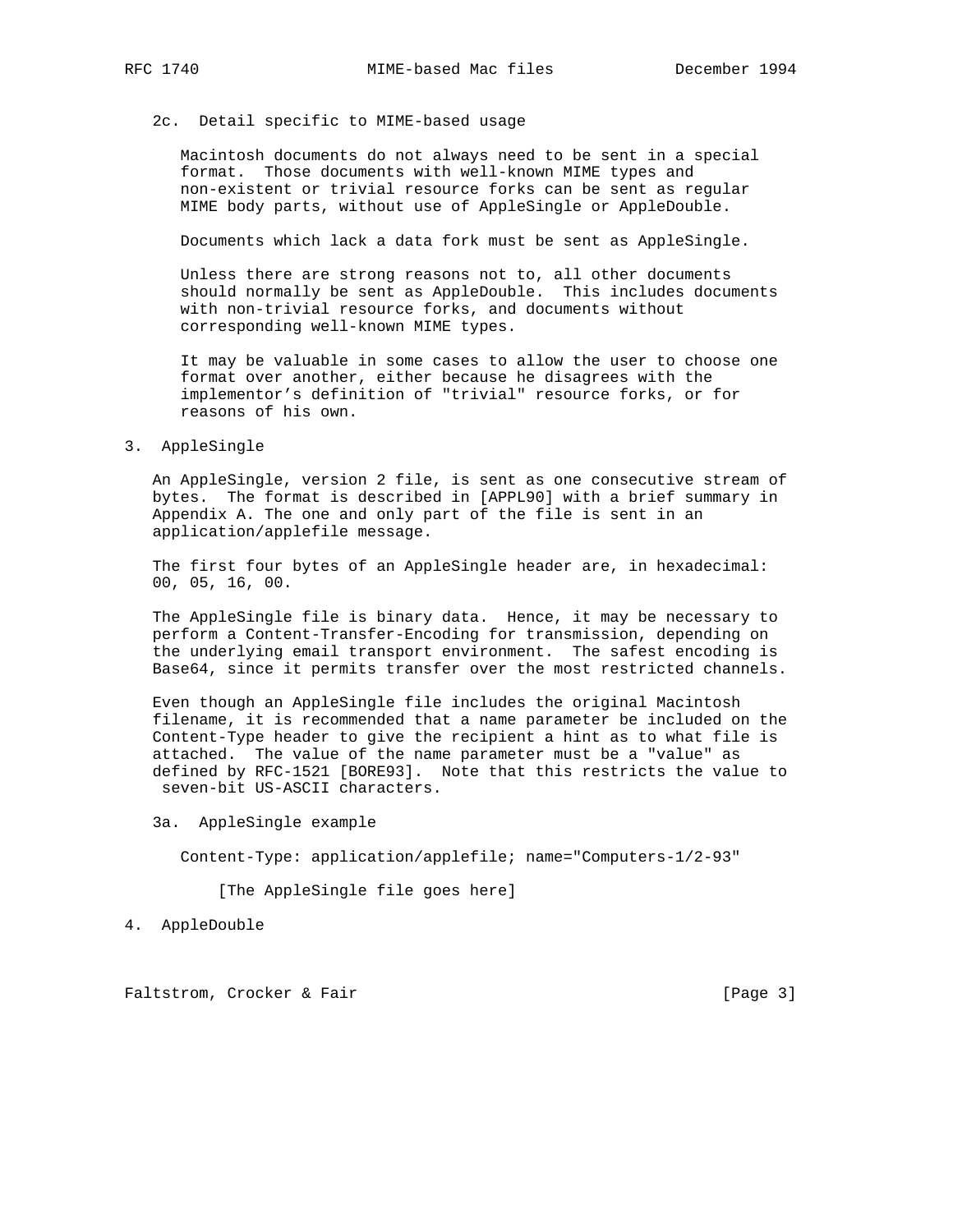### 2c. Detail specific to MIME-based usage

Macintosh documents do not always need to be sent in a special format. Those documents with well-known MIME types and non-existent or trivial resource forks can be sent as regular MIME body parts, without use of AppleSingle or AppleDouble.

Documents which lack a data fork must be sent as AppleSingle.

Unless there are strong reasons not to, all other documents should normally be sent as AppleDouble. This includes documents with non-trivial resource forks, and documents without corresponding well-known MIME types.

It may be valuable in some cases to allow the user to choose one format over another, either because he disagrees with the implementor's definition of "trivial" resource forks, or for reasons of his own.

## 3. AppleSingle

An AppleSingle, version 2 file, is sent as one consecutive stream of bytes. The format is described in [APPL90] with a brief summary in Appendix A. The one and only part of the file is sent in an application/applefile message.

The first four bytes of an AppleSingle header are, in hexadecimal: 00, 05, 16, 00.

The AppleSingle file is binary data. Hence, it may be necessary to perform a Content-Transfer-Encoding for transmission, depending on the underlying email transport environment. The safest encoding is Base64, since it permits transfer over the most restricted channels.

Even though an AppleSingle file includes the original Macintosh filename, it is recommended that a name parameter be included on the Content-Type header to give the recipient a hint as to what file is attached. The value of the name parameter must be a "value" as defined by RFC-1521 [BORE93]. Note that this restricts the value to seven-bit US-ASCII characters.

### 3a. AppleSingle example

```
Content-Type: application/applefile; name="Computers-1/2-93"

     [The AppleSingle file goes here]
```

## 4. AppleDouble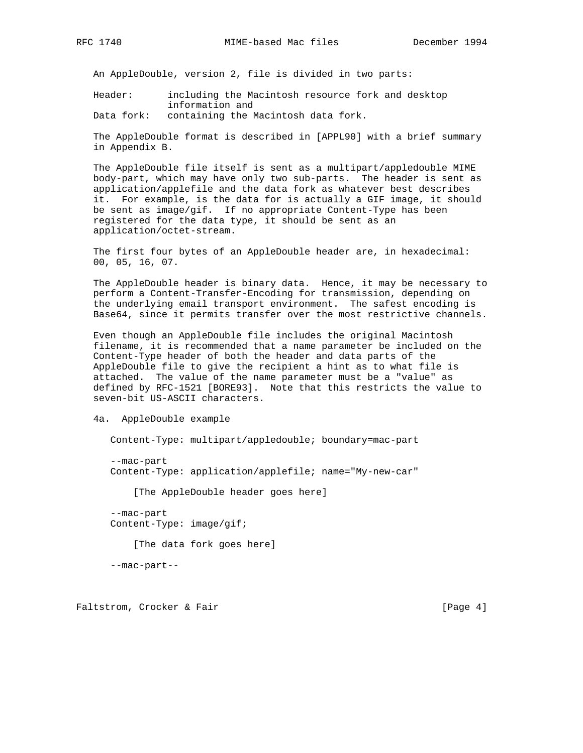An AppleDouble, version 2, file is divided in two parts:

Header: including the Macintosh resource fork and desktop information and
Data fork: containing the Macintosh data fork.

The AppleDouble format is described in [APPL90] with a brief summary in Appendix B.

The AppleDouble file itself is sent as a multipart/appledouble MIME body-part, which may have only two sub-parts. The header is sent as application/applefile and the data fork as whatever best describes it. For example, is the data for is actually a GIF image, it should be sent as image/gif. If no appropriate Content-Type has been registered for the data type, it should be sent as an application/octet-stream.

The first four bytes of an AppleDouble header are, in hexadecimal: 00, 05, 16, 07.

The AppleDouble header is binary data. Hence, it may be necessary to perform a Content-Transfer-Encoding for transmission, depending on the underlying email transport environment. The safest encoding is Base64, since it permits transfer over the most restrictive channels.

Even though an AppleDouble file includes the original Macintosh filename, it is recommended that a name parameter be included on the Content-Type header of both the header and data parts of the AppleDouble file to give the recipient a hint as to what file is attached. The value of the name parameter must be a "value" as defined by RFC-1521 [BORE93]. Note that this restricts the value to seven-bit US-ASCII characters.

## 4a. AppleDouble example

```
Content-Type: multipart/appledouble; boundary=mac-part

--mac-part
Content-Type: application/applefile; name="My-new-car"

    [The AppleDouble header goes here]

--mac-part
Content-Type: image/gif;

    [The data fork goes here]

--mac-part--
```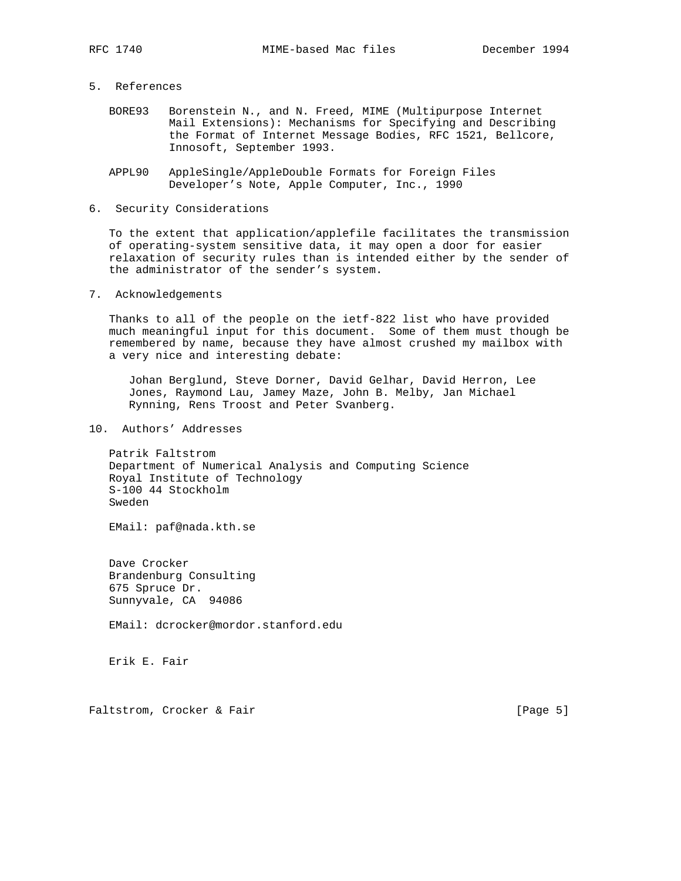## 5. References

BORE93 Borenstein N., and N. Freed, MIME (Multipurpose Internet Mail Extensions): Mechanisms for Specifying and Describing the Format of Internet Message Bodies, RFC 1521, Bellcore, Innosoft, September 1993.

APPL90 AppleSingle/AppleDouble Formats for Foreign Files Developer's Note, Apple Computer, Inc., 1990

## 6. Security Considerations

To the extent that application/applefile facilitates the transmission of operating-system sensitive data, it may open a door for easier relaxation of security rules than is intended either by the sender of the administrator of the sender's system.

## 7. Acknowledgements

Thanks to all of the people on the ietf-822 list who have provided much meaningful input for this document. Some of them must though be remembered by name, because they have almost crushed my mailbox with a very nice and interesting debate:

Johan Berglund, Steve Dorner, David Gelhar, David Herron, Lee Jones, Raymond Lau, Jamey Maze, John B. Melby, Jan Michael Rynning, Rens Troost and Peter Svanberg.

## 10. Authors' Addresses

Patrik Faltstrom
Department of Numerical Analysis and Computing Science
Royal Institute of Technology
S-100 44 Stockholm
Sweden

EMail: paf@nada.kth.se

Dave Crocker
Brandenburg Consulting
675 Spruce Dr.
Sunnyvale, CA 94086

EMail: dcrocker@mordor.stanford.edu

Erik E. Fair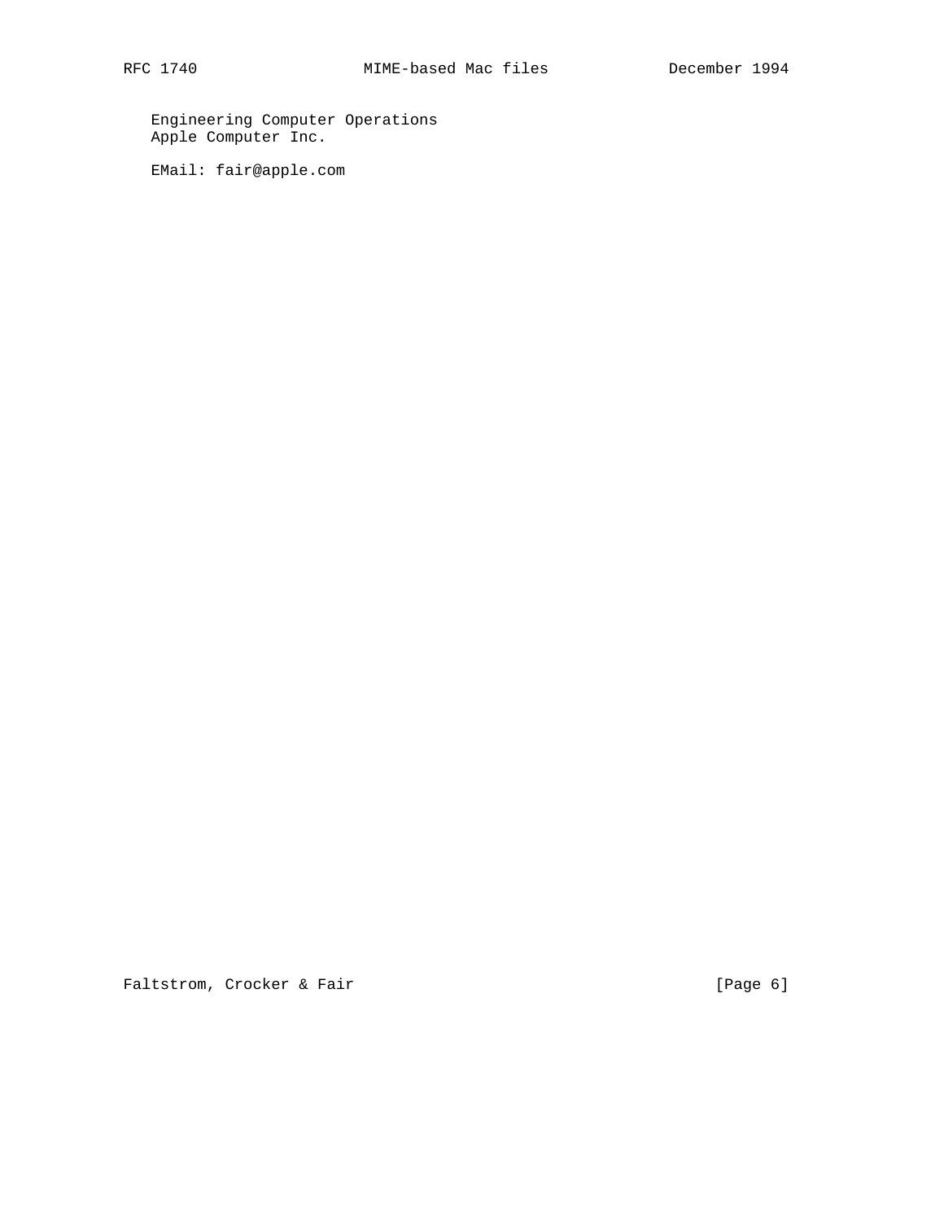Engineering Computer Operations
Apple Computer Inc.

EMail: fair@apple.com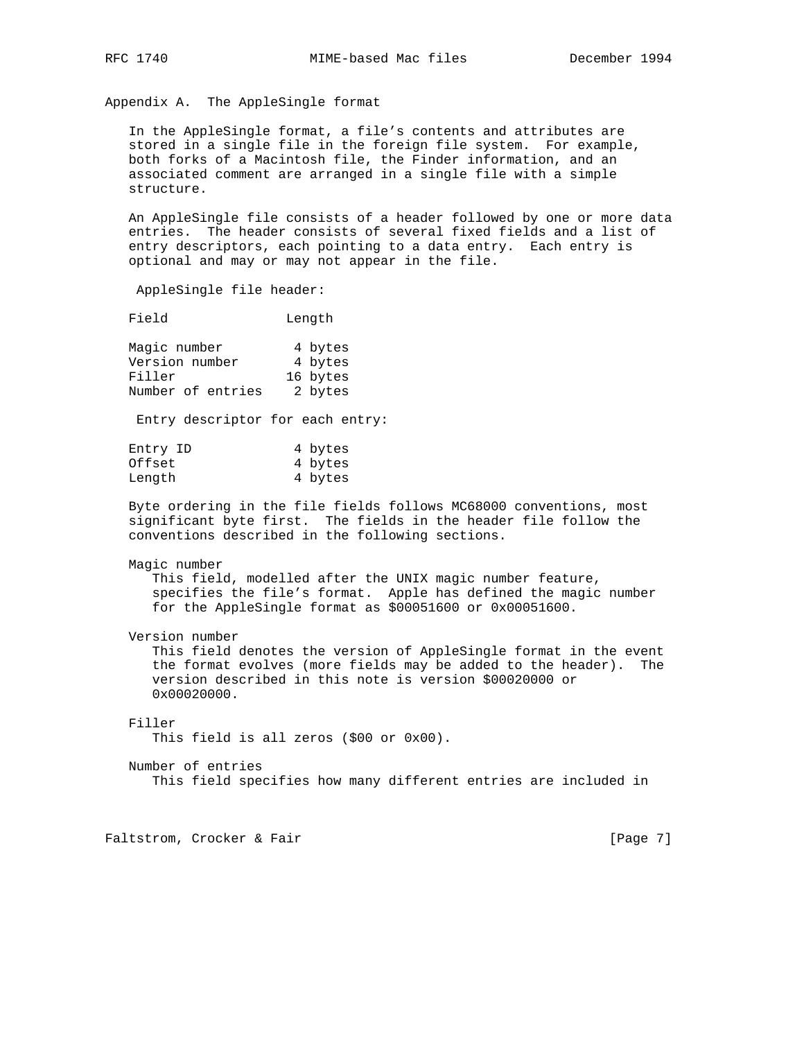## Appendix A. The AppleSingle format

In the AppleSingle format, a file's contents and attributes are stored in a single file in the foreign file system. For example, both forks of a Macintosh file, the Finder information, and an associated comment are arranged in a single file with a simple structure.

An AppleSingle file consists of a header followed by one or more data entries. The header consists of several fixed fields and a list of entry descriptors, each pointing to a data entry. Each entry is optional and may or may not appear in the file.

AppleSingle file header:

| Field | Length |
| --- | --- |
| Magic number | 4 bytes |
| Version number | 4 bytes |
| Filler | 16 bytes |
| Number of entries | 2 bytes |

Entry descriptor for each entry:

| Field | Length |
| --- | --- |
| Entry ID | 4 bytes |
| Offset | 4 bytes |
| Length | 4 bytes |

Byte ordering in the file fields follows MC68000 conventions, most significant byte first. The fields in the header file follow the conventions described in the following sections.

**Magic number**

This field, modelled after the UNIX magic number feature, specifies the file's format. Apple has defined the magic number for the AppleSingle format as $00051600 or 0x00051600.

**Version number**

This field denotes the version of AppleSingle format in the event the format evolves (more fields may be added to the header). The version described in this note is version $00020000 or 0x00020000.

**Filler**

This field is all zeros ($00 or 0x00).

**Number of entries**

This field specifies how many different entries are included in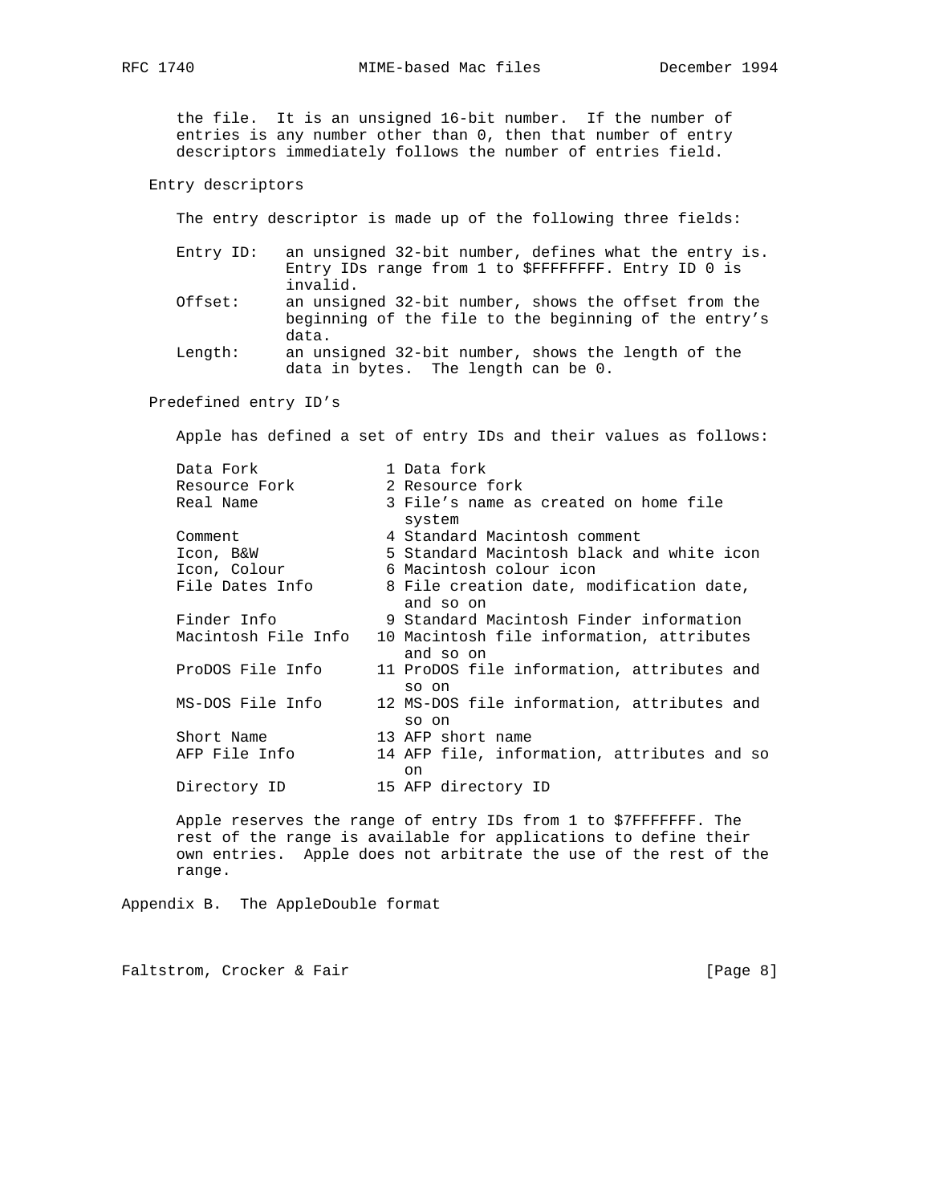the file. It is an unsigned 16-bit number. If the number of entries is any number other than 0, then that number of entry descriptors immediately follows the number of entries field.

### Entry descriptors

The entry descriptor is made up of the following three fields:

- Entry ID: an unsigned 32-bit number, defines what the entry is. Entry IDs range from 1 to $FFFFFFFF. Entry ID 0 is invalid.
- Offset: an unsigned 32-bit number, shows the offset from the beginning of the file to the beginning of the entry's data.
- Length: an unsigned 32-bit number, shows the length of the data in bytes. The length can be 0.

### Predefined entry ID's

Apple has defined a set of entry IDs and their values as follows:

| Name | ID | Description |
|---|---|---|
| Data Fork | 1 | Data fork |
| Resource Fork | 2 | Resource fork |
| Real Name | 3 | File's name as created on home file system |
| Comment | 4 | Standard Macintosh comment |
| Icon, B&W | 5 | Standard Macintosh black and white icon |
| Icon, Colour | 6 | Macintosh colour icon |
| File Dates Info | 8 | File creation date, modification date, and so on |
| Finder Info | 9 | Standard Macintosh Finder information |
| Macintosh File Info | 10 | Macintosh file information, attributes and so on |
| ProDOS File Info | 11 | ProDOS file information, attributes and so on |
| MS-DOS File Info | 12 | MS-DOS file information, attributes and so on |
| Short Name | 13 | AFP short name |
| AFP File Info | 14 | AFP file, information, attributes and so on |
| Directory ID | 15 | AFP directory ID |

Apple reserves the range of entry IDs from 1 to $7FFFFFFF. The rest of the range is available for applications to define their own entries. Apple does not arbitrate the use of the rest of the range.

## Appendix B. The AppleDouble format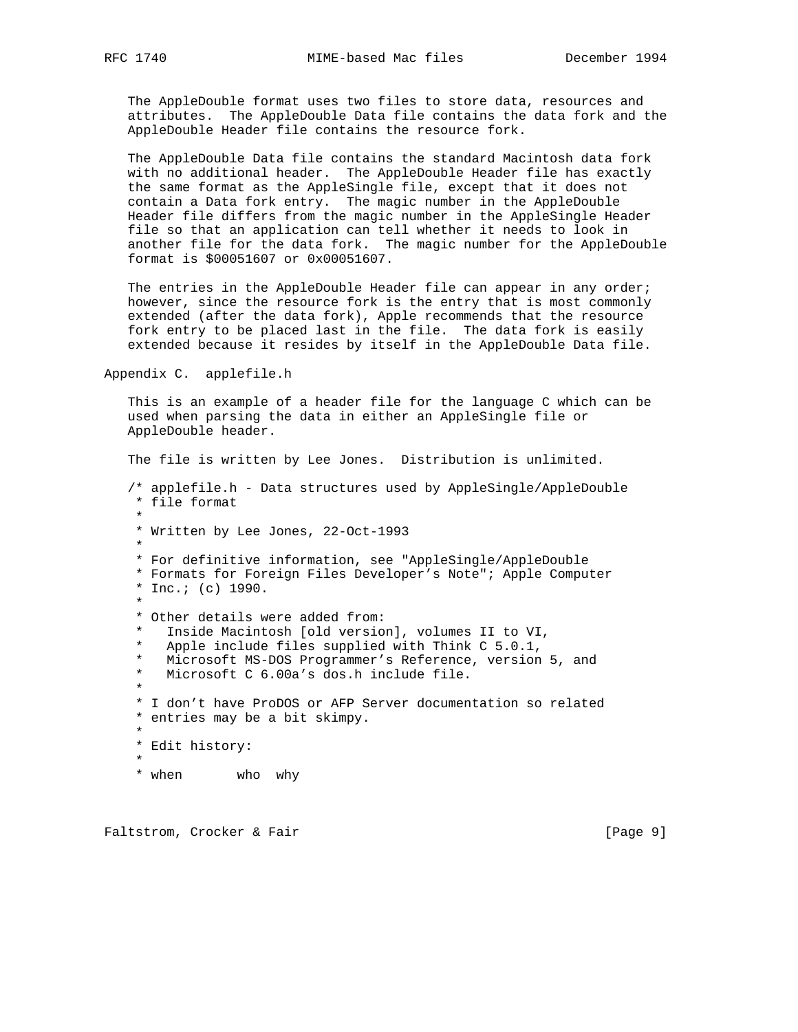The AppleDouble format uses two files to store data, resources and attributes. The AppleDouble Data file contains the data fork and the AppleDouble Header file contains the resource fork.

The AppleDouble Data file contains the standard Macintosh data fork with no additional header. The AppleDouble Header file has exactly the same format as the AppleSingle file, except that it does not contain a Data fork entry. The magic number in the AppleDouble Header file differs from the magic number in the AppleSingle Header file so that an application can tell whether it needs to look in another file for the data fork. The magic number for the AppleDouble format is $00051607 or 0x00051607.

The entries in the AppleDouble Header file can appear in any order; however, since the resource fork is the entry that is most commonly extended (after the data fork), Apple recommends that the resource fork entry to be placed last in the file. The data fork is easily extended because it resides by itself in the AppleDouble Data file.

## Appendix C. applefile.h

This is an example of a header file for the language C which can be used when parsing the data in either an AppleSingle file or AppleDouble header.

The file is written by Lee Jones. Distribution is unlimited.

```
/* applefile.h - Data structures used by AppleSingle/AppleDouble
 * file format
 *
 * Written by Lee Jones, 22-Oct-1993
 *
 * For definitive information, see "AppleSingle/AppleDouble
 * Formats for Foreign Files Developer’s Note"; Apple Computer
 * Inc.; (c) 1990.
 *
 * Other details were added from:
 *   Inside Macintosh [old version], volumes II to VI,
 *   Apple include files supplied with Think C 5.0.1,
 *   Microsoft MS-DOS Programmer’s Reference, version 5, and
 *   Microsoft C 6.00a’s dos.h include file.
 *
 * I don’t have ProDOS or AFP Server documentation so related
 * entries may be a bit skimpy.
 *
 * Edit history:
 *
 * when       who  why
```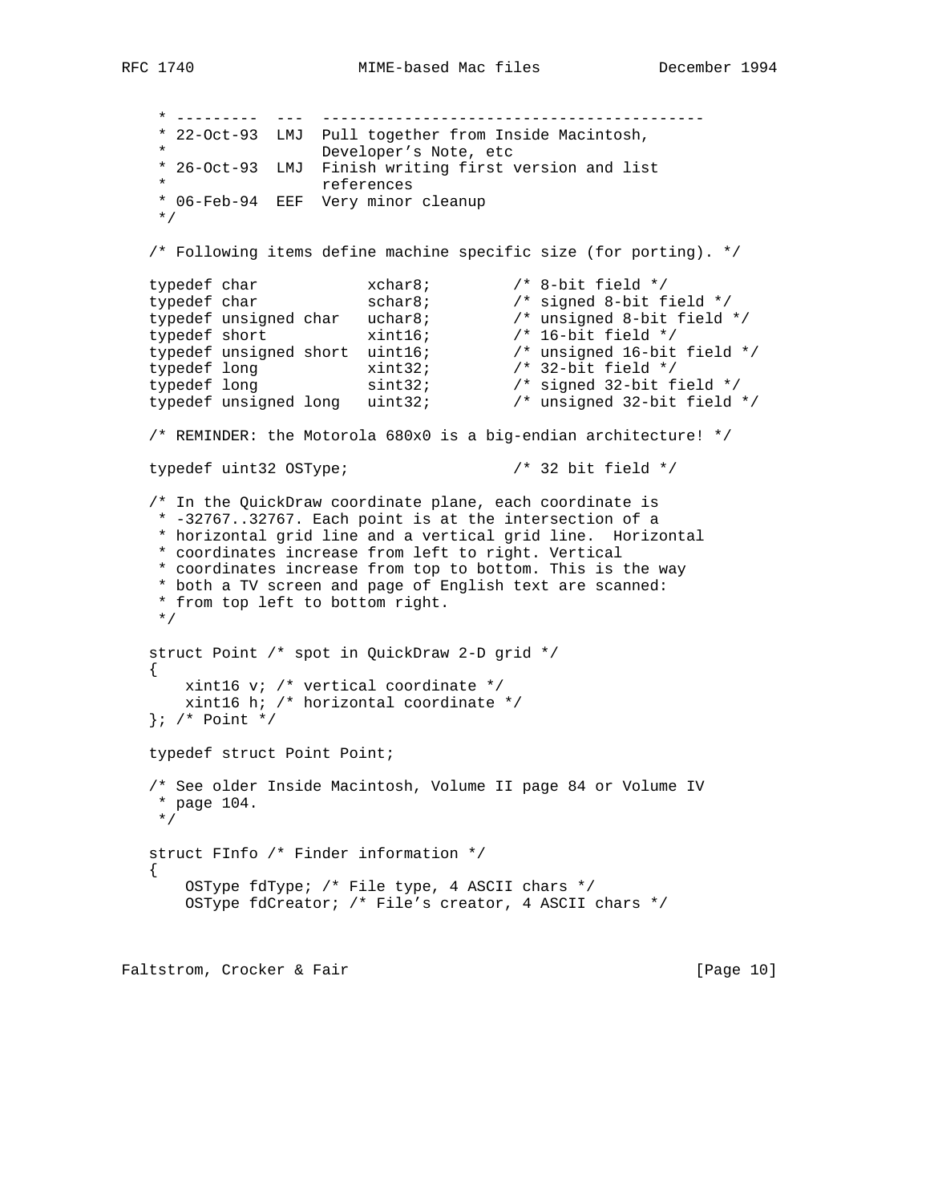```
 * ---------  ---  ------------------------------------------
 * 22-Oct-93  LMJ  Pull together from Inside Macintosh,
 *                 Developer's Note, etc
 * 26-Oct-93  LMJ  Finish writing first version and list
 *                 references
 * 06-Feb-94  EEF  Very minor cleanup
 */

/* Following items define machine specific size (for porting). */

typedef char            xchar8;         /* 8-bit field */
typedef char            schar8;         /* signed 8-bit field */
typedef unsigned char   uchar8;         /* unsigned 8-bit field */
typedef short           xint16;         /* 16-bit field */
typedef unsigned short  uint16;         /* unsigned 16-bit field */
typedef long            xint32;         /* 32-bit field */
typedef long            sint32;         /* signed 32-bit field */
typedef unsigned long   uint32;         /* unsigned 32-bit field */

/* REMINDER: the Motorola 680x0 is a big-endian architecture! */

typedef uint32 OSType;                  /* 32 bit field */

/* In the QuickDraw coordinate plane, each coordinate is
 * -32767..32767. Each point is at the intersection of a
 * horizontal grid line and a vertical grid line.  Horizontal
 * coordinates increase from left to right. Vertical
 * coordinates increase from top to bottom. This is the way
 * both a TV screen and page of English text are scanned:
 * from top left to bottom right.
 */

struct Point /* spot in QuickDraw 2-D grid */
{
    xint16 v; /* vertical coordinate */
    xint16 h; /* horizontal coordinate */
}; /* Point */

typedef struct Point Point;

/* See older Inside Macintosh, Volume II page 84 or Volume IV
 * page 104.
 */

struct FInfo /* Finder information */
{
    OSType fdType; /* File type, 4 ASCII chars */
    OSType fdCreator; /* File's creator, 4 ASCII chars */
```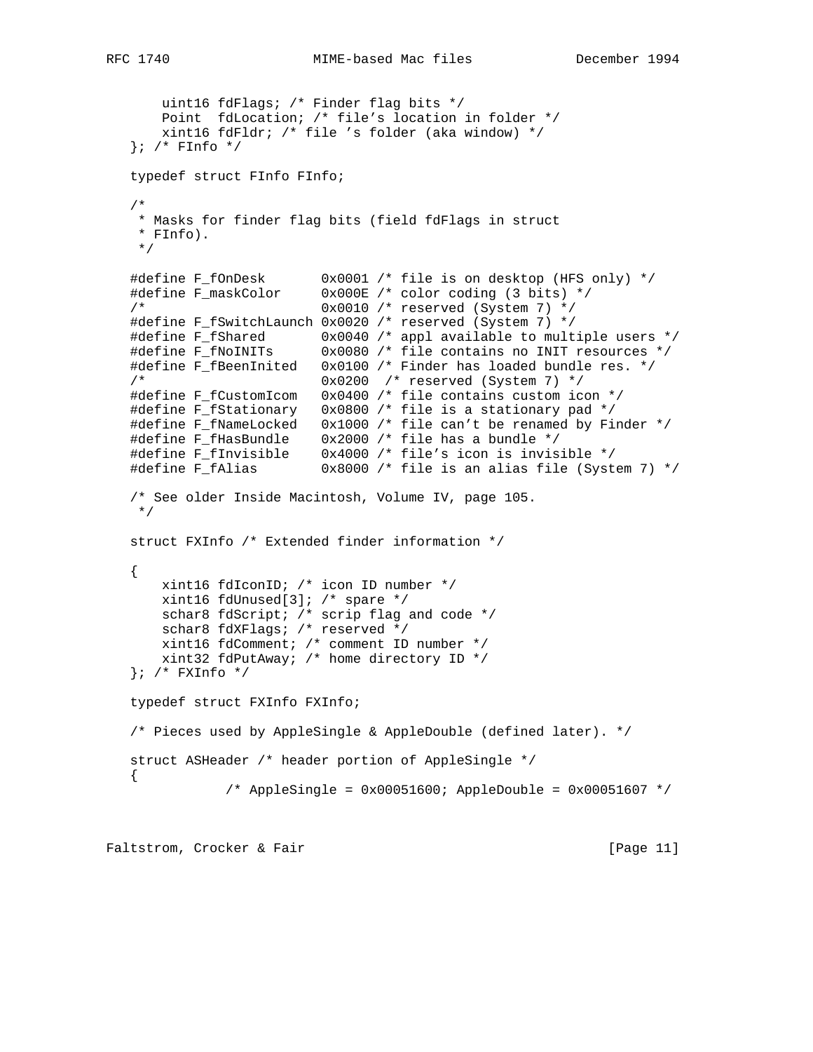```
       uint16 fdFlags; /* Finder flag bits */
       Point  fdLocation; /* file's location in folder */
       xint16 fdFldr; /* file 's folder (aka window) */
   }; /* FInfo */

   typedef struct FInfo FInfo;

   /*
    * Masks for finder flag bits (field fdFlags in struct
    * FInfo).
    */

   #define F_fOnDesk       0x0001 /* file is on desktop (HFS only) */
   #define F_maskColor     0x000E /* color coding (3 bits) */
   /*                      0x0010 /* reserved (System 7) */
   #define F_fSwitchLaunch 0x0020 /* reserved (System 7) */
   #define F_fShared       0x0040 /* appl available to multiple users */
   #define F_fNoINITs      0x0080 /* file contains no INIT resources */
   #define F_fBeenInited   0x0100 /* Finder has loaded bundle res. */
   /*                      0x0200  /* reserved (System 7) */
   #define F_fCustomIcom   0x0400 /* file contains custom icon */
   #define F_fStationary   0x0800 /* file is a stationary pad */
   #define F_fNameLocked   0x1000 /* file can't be renamed by Finder */
   #define F_fHasBundle    0x2000 /* file has a bundle */
   #define F_fInvisible    0x4000 /* file's icon is invisible */
   #define F_fAlias        0x8000 /* file is an alias file (System 7) */

   /* See older Inside Macintosh, Volume IV, page 105.
    */

   struct FXInfo /* Extended finder information */

   {
       xint16 fdIconID; /* icon ID number */
       xint16 fdUnused[3]; /* spare */
       schar8 fdScript; /* scrip flag and code */
       schar8 fdXFlags; /* reserved */
       xint16 fdComment; /* comment ID number */
       xint32 fdPutAway; /* home directory ID */
   }; /* FXInfo */

   typedef struct FXInfo FXInfo;

   /* Pieces used by AppleSingle & AppleDouble (defined later). */

   struct ASHeader /* header portion of AppleSingle */
   {
               /* AppleSingle = 0x00051600; AppleDouble = 0x00051607 */
```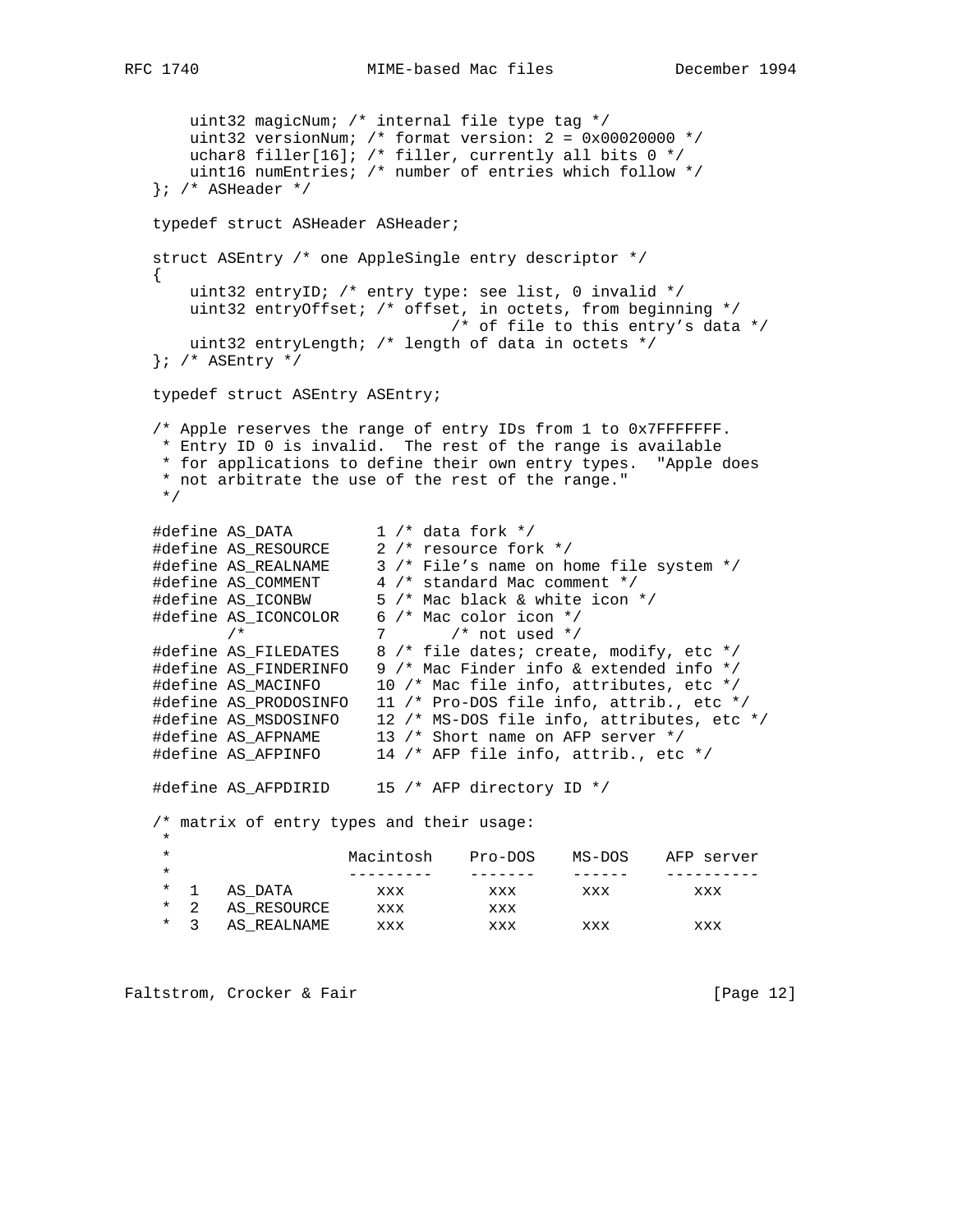```
       uint32 magicNum; /* internal file type tag */
       uint32 versionNum; /* format version: 2 = 0x00020000 */
       uchar8 filler[16]; /* filler, currently all bits 0 */
       uint16 numEntries; /* number of entries which follow */
   }; /* ASHeader */

   typedef struct ASHeader ASHeader;

   struct ASEntry /* one AppleSingle entry descriptor */
   {
       uint32 entryID; /* entry type: see list, 0 invalid */
       uint32 entryOffset; /* offset, in octets, from beginning */
                               /* of file to this entry's data */
       uint32 entryLength; /* length of data in octets */
   }; /* ASEntry */

   typedef struct ASEntry ASEntry;

   /* Apple reserves the range of entry IDs from 1 to 0x7FFFFFFF.
    * Entry ID 0 is invalid.  The rest of the range is available
    * for applications to define their own entry types.  "Apple does
    * not arbitrate the use of the rest of the range."
    */

   #define AS_DATA         1 /* data fork */
   #define AS_RESOURCE     2 /* resource fork */
   #define AS_REALNAME     3 /* File's name on home file system */
   #define AS_COMMENT      4 /* standard Mac comment */
   #define AS_ICONBW       5 /* Mac black & white icon */
   #define AS_ICONCOLOR    6 /* Mac color icon */
           /*              7       /* not used */
   #define AS_FILEDATES    8 /* file dates; create, modify, etc */
   #define AS_FINDERINFO   9 /* Mac Finder info & extended info */
   #define AS_MACINFO      10 /* Mac file info, attributes, etc */
   #define AS_PRODOSINFO   11 /* Pro-DOS file info, attrib., etc */
   #define AS_MSDOSINFO    12 /* MS-DOS file info, attributes, etc */
   #define AS_AFPNAME      13 /* Short name on AFP server */
   #define AS_AFPINFO      14 /* AFP file info, attrib., etc */

   #define AS_AFPDIRID     15 /* AFP directory ID */

   /* matrix of entry types and their usage:
    *
    *                   Macintosh    Pro-DOS    MS-DOS    AFP server
    *                   ---------    -------    ------    ----------
    *  1   AS_DATA         xxx         xxx       xxx         xxx
    *  2   AS_RESOURCE     xxx         xxx
    *  3   AS_REALNAME     xxx         xxx       xxx         xxx
```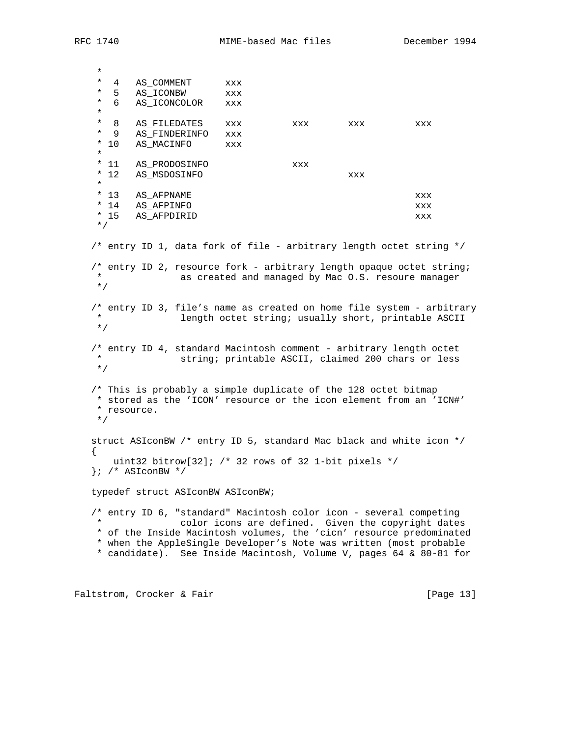```
     *
     *  4   AS_COMMENT      xxx
     *  5   AS_ICONBW       xxx
     *  6   AS_ICONCOLOR    xxx
     *
     *  8   AS_FILEDATES    xxx         xxx       xxx         xxx
     *  9   AS_FINDERINFO   xxx
     * 10   AS_MACINFO      xxx
     *
     * 11   AS_PRODOSINFO               xxx
     * 12   AS_MSDOSINFO                          xxx
     *
     * 13   AS_AFPNAME                                        xxx
     * 14   AS_AFPINFO                                        xxx
     * 15   AS_AFPDIRID                                       xxx
     */

    /* entry ID 1, data fork of file - arbitrary length octet string */

    /* entry ID 2, resource fork - arbitrary length opaque octet string;
     *              as created and managed by Mac O.S. resoure manager
     */

    /* entry ID 3, file's name as created on home file system - arbitrary
     *              length octet string; usually short, printable ASCII
     */

    /* entry ID 4, standard Macintosh comment - arbitrary length octet
     *              string; printable ASCII, claimed 200 chars or less
     */

    /* This is probably a simple duplicate of the 128 octet bitmap
     * stored as the 'ICON' resource or the icon element from an 'ICN#'
     * resource.
     */

    struct ASIconBW /* entry ID 5, standard Mac black and white icon */
    {
        uint32 bitrow[32]; /* 32 rows of 32 1-bit pixels */
    }; /* ASIconBW */

    typedef struct ASIconBW ASIconBW;

    /* entry ID 6, "standard" Macintosh color icon - several competing
     *              color icons are defined.  Given the copyright dates
     * of the Inside Macintosh volumes, the 'cicn' resource predominated
     * when the AppleSingle Developer's Note was written (most probable
     * candidate).  See Inside Macintosh, Volume V, pages 64 & 80-81 for
```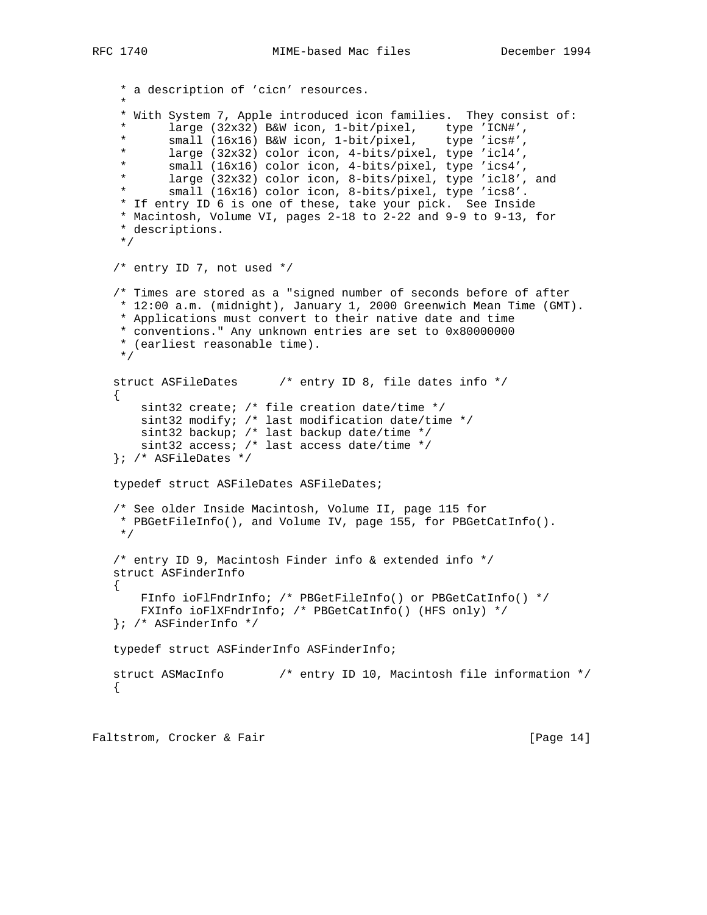```
    * a description of 'cicn' resources.
    *
    * With System 7, Apple introduced icon families.  They consist of:
    *      large (32x32) B&W icon, 1-bit/pixel,    type 'ICN#',
    *      small (16x16) B&W icon, 1-bit/pixel,    type 'ics#',
    *      large (32x32) color icon, 4-bits/pixel, type 'icl4',
    *      small (16x16) color icon, 4-bits/pixel, type 'ics4',
    *      large (32x32) color icon, 8-bits/pixel, type 'icl8', and
    *      small (16x16) color icon, 8-bits/pixel, type 'ics8'.
    * If entry ID 6 is one of these, take your pick.  See Inside
    * Macintosh, Volume VI, pages 2-18 to 2-22 and 9-9 to 9-13, for
    * descriptions.
    */

   /* entry ID 7, not used */

   /* Times are stored as a "signed number of seconds before of after
    * 12:00 a.m. (midnight), January 1, 2000 Greenwich Mean Time (GMT).
    * Applications must convert to their native date and time
    * conventions." Any unknown entries are set to 0x80000000
    * (earliest reasonable time).
    */

   struct ASFileDates      /* entry ID 8, file dates info */
   {
       sint32 create; /* file creation date/time */
       sint32 modify; /* last modification date/time */
       sint32 backup; /* last backup date/time */
       sint32 access; /* last access date/time */
   }; /* ASFileDates */

   typedef struct ASFileDates ASFileDates;

   /* See older Inside Macintosh, Volume II, page 115 for
    * PBGetFileInfo(), and Volume IV, page 155, for PBGetCatInfo().
    */

   /* entry ID 9, Macintosh Finder info & extended info */
   struct ASFinderInfo
   {
       FInfo ioFlFndrInfo; /* PBGetFileInfo() or PBGetCatInfo() */
       FXInfo ioFlXFndrInfo; /* PBGetCatInfo() (HFS only) */
   }; /* ASFinderInfo */

   typedef struct ASFinderInfo ASFinderInfo;

   struct ASMacInfo        /* entry ID 10, Macintosh file information */
   {
```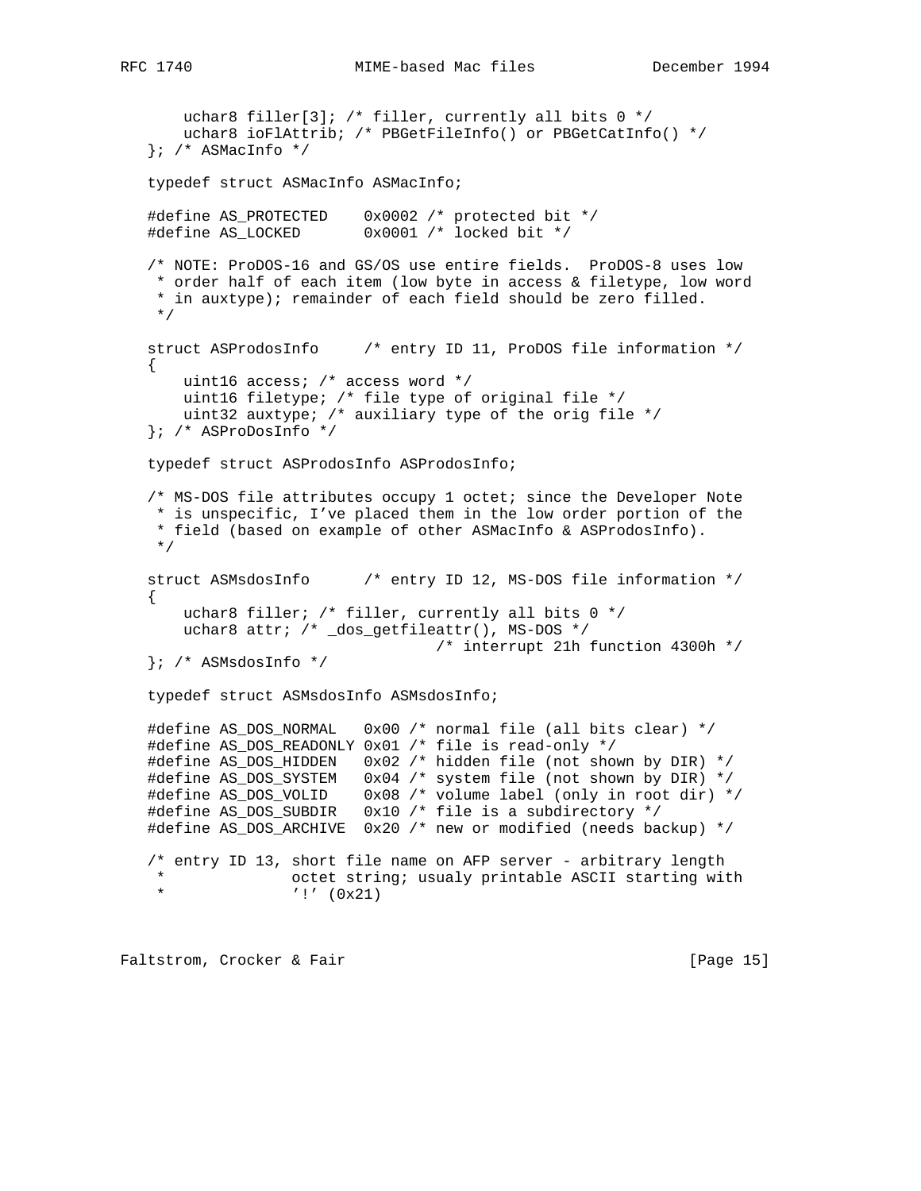```
    uchar8 filler[3]; /* filler, currently all bits 0 */
    uchar8 ioFlAttrib; /* PBGetFileInfo() or PBGetCatInfo() */
}; /* ASMacInfo */

typedef struct ASMacInfo ASMacInfo;

#define AS_PROTECTED    0x0002 /* protected bit */
#define AS_LOCKED       0x0001 /* locked bit */

/* NOTE: ProDOS-16 and GS/OS use entire fields.  ProDOS-8 uses low
 * order half of each item (low byte in access & filetype, low word
 * in auxtype); remainder of each field should be zero filled.
 */

struct ASProdosInfo     /* entry ID 11, ProDOS file information */
{
    uint16 access; /* access word */
    uint16 filetype; /* file type of original file */
    uint32 auxtype; /* auxiliary type of the orig file */
}; /* ASProDosInfo */

typedef struct ASProdosInfo ASProdosInfo;

/* MS-DOS file attributes occupy 1 octet; since the Developer Note
 * is unspecific, I've placed them in the low order portion of the
 * field (based on example of other ASMacInfo & ASProdosInfo).
 */

struct ASMsdosInfo      /* entry ID 12, MS-DOS file information */
{
    uchar8 filler; /* filler, currently all bits 0 */
    uchar8 attr; /* _dos_getfileattr(), MS-DOS */
                            /* interrupt 21h function 4300h */
}; /* ASMsdosInfo */

typedef struct ASMsdosInfo ASMsdosInfo;

#define AS_DOS_NORMAL   0x00 /* normal file (all bits clear) */
#define AS_DOS_READONLY 0x01 /* file is read-only */
#define AS_DOS_HIDDEN   0x02 /* hidden file (not shown by DIR) */
#define AS_DOS_SYSTEM   0x04 /* system file (not shown by DIR) */
#define AS_DOS_VOLID    0x08 /* volume label (only in root dir) */
#define AS_DOS_SUBDIR   0x10 /* file is a subdirectory */
#define AS_DOS_ARCHIVE  0x20 /* new or modified (needs backup) */

/* entry ID 13, short file name on AFP server - arbitrary length
 *              octet string; usualy printable ASCII starting with
 *              '!' (0x21)
```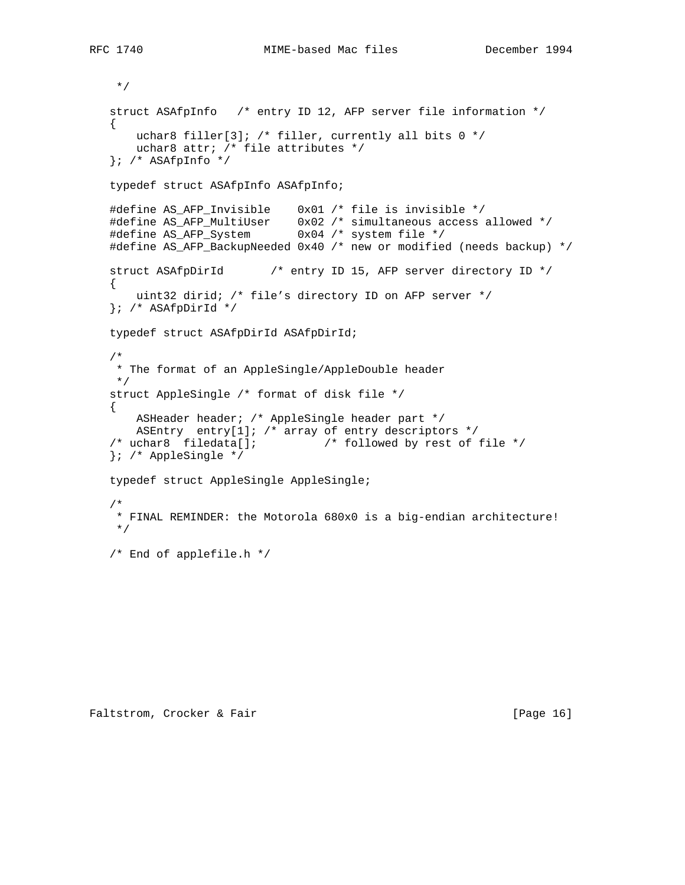```
     */

    struct ASAfpInfo   /* entry ID 12, AFP server file information */
    {
        uchar8 filler[3]; /* filler, currently all bits 0 */
        uchar8 attr; /* file attributes */
    }; /* ASAfpInfo */

    typedef struct ASAfpInfo ASAfpInfo;

    #define AS_AFP_Invisible    0x01 /* file is invisible */
    #define AS_AFP_MultiUser    0x02 /* simultaneous access allowed */
    #define AS_AFP_System       0x04 /* system file */
    #define AS_AFP_BackupNeeded 0x40 /* new or modified (needs backup) */

    struct ASAfpDirId       /* entry ID 15, AFP server directory ID */
    {
        uint32 dirid; /* file's directory ID on AFP server */
    }; /* ASAfpDirId */

    typedef struct ASAfpDirId ASAfpDirId;

    /*
     * The format of an AppleSingle/AppleDouble header
     */
    struct AppleSingle /* format of disk file */
    {
        ASHeader header; /* AppleSingle header part */
        ASEntry  entry[1]; /* array of entry descriptors */
    /* uchar8  filedata[];          /* followed by rest of file */
    }; /* AppleSingle */

    typedef struct AppleSingle AppleSingle;

    /*
     * FINAL REMINDER: the Motorola 680x0 is a big-endian architecture!
     */

    /* End of applefile.h */
```